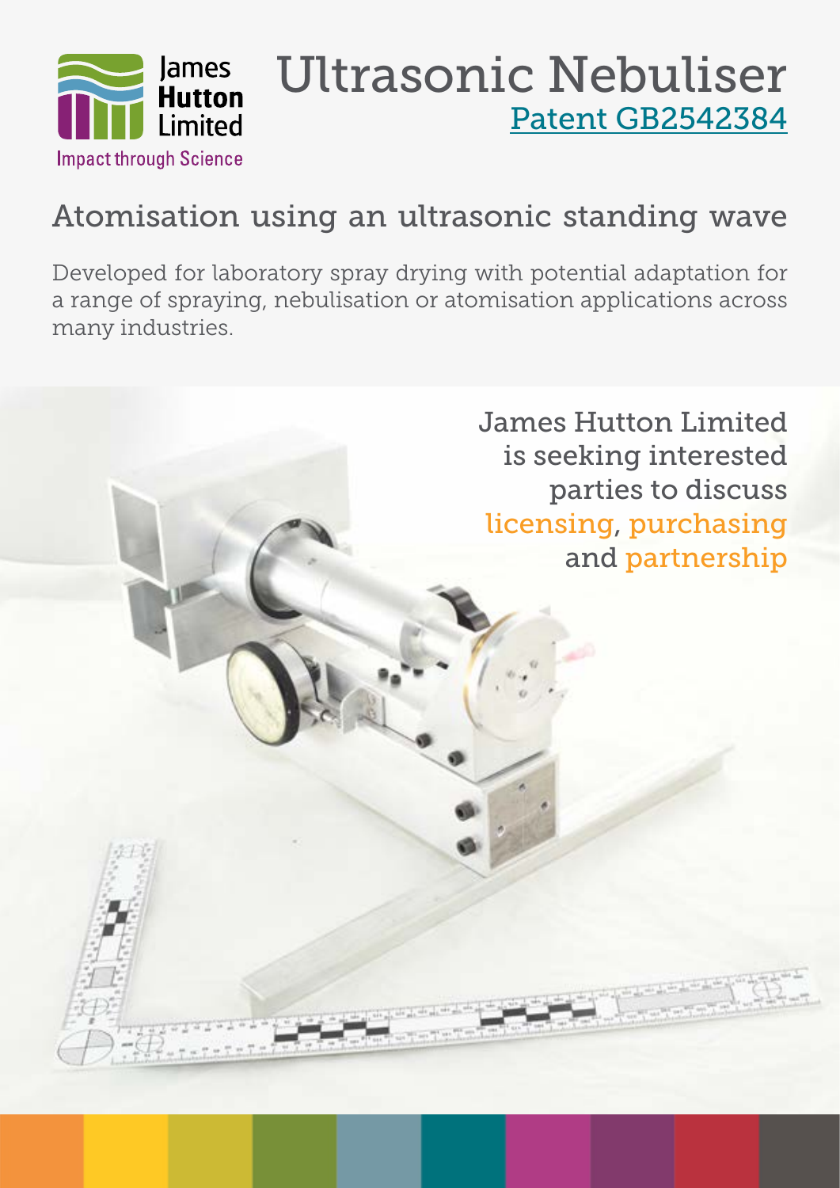James Hutton Limited

Impact through Science

# Ultrasonic Nebuliser

Patent GB2542384

## Atomisation using an ultrasonic standing wave

Developed for laboratory spray drying with potential adaptation for a range of spraying, nebulisation or atomisation applications across many industries.

James Hutton Limited is seeking interested parties to discuss licensing, purchasing and partnership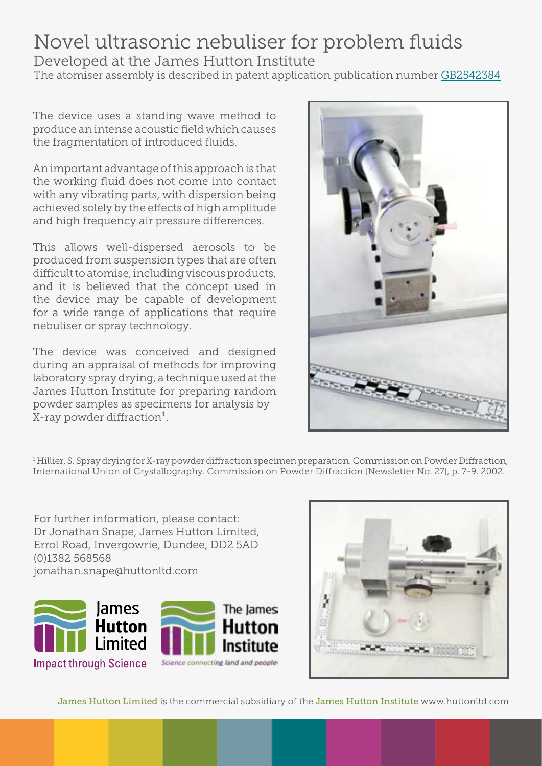# Novel ultrasonic nebuliser for problem fluids

## Developed at the James Hutton Institute

The atomiser assembly is described in patent application publication number GB2542384

The device uses a standing wave method to produce an intense acoustic field which causes the fragmentation of introduced fluids.

An important advantage of this approach is that the working fluid does not come into contact with any vibrating parts, with dispersion being achieved solely by the effects of high amplitude and high frequency air pressure differences.

This allows well-dispersed aerosols to be produced from suspension types that are often difficult to atomise, including viscous products, and it is believed that the concept used in the device may be capable of development for a wide range of applications that require nebuliser or spray technology.

The device was conceived and designed during an appraisal of methods for improving laboratory spray drying, a technique used at the James Hutton Institute for preparing random powder samples as specimens for analysis by X-ray powder diffraction[1].

[1] Hillier, S. Spray drying for X-ray powder diffraction specimen preparation. Commission on Powder Diffraction, International Union of Crystallography. Commission on Powder Diffraction [Newsletter No. 27], p. 7-9. 2002.

For further information, please contact:
Dr Jonathan Snape, James Hutton Limited,
Errol Road, Invergowrie, Dundee, DD2 5AD
(0)1382 568568
jonathan.snape@huttonltd.com

James Hutton Limited
Impact through Science

The James Hutton Institute
Science connecting land and people

James Hutton Limited is the commercial subsidiary of the James Hutton Institute www.huttonltd.com